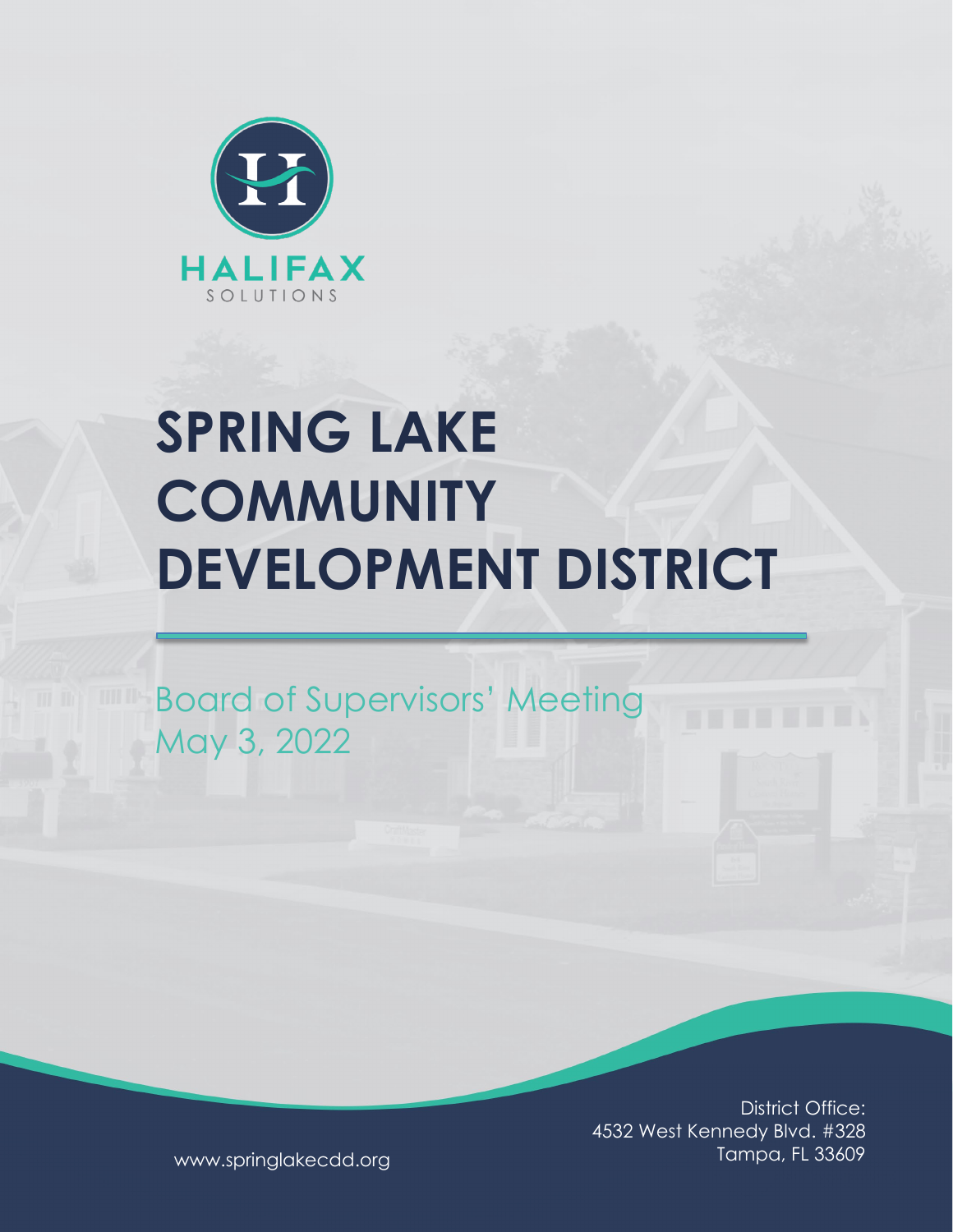HALIFAX

SOLUTIONS

# SPRING LAKE COMMUNITY DEVELOPMENT DISTRICT

Board of Supervisors' Meeting
May 3, 2022

District Office:
4532 West Kennedy Blvd. #328
Tampa, FL 33609

www.springlakecdd.org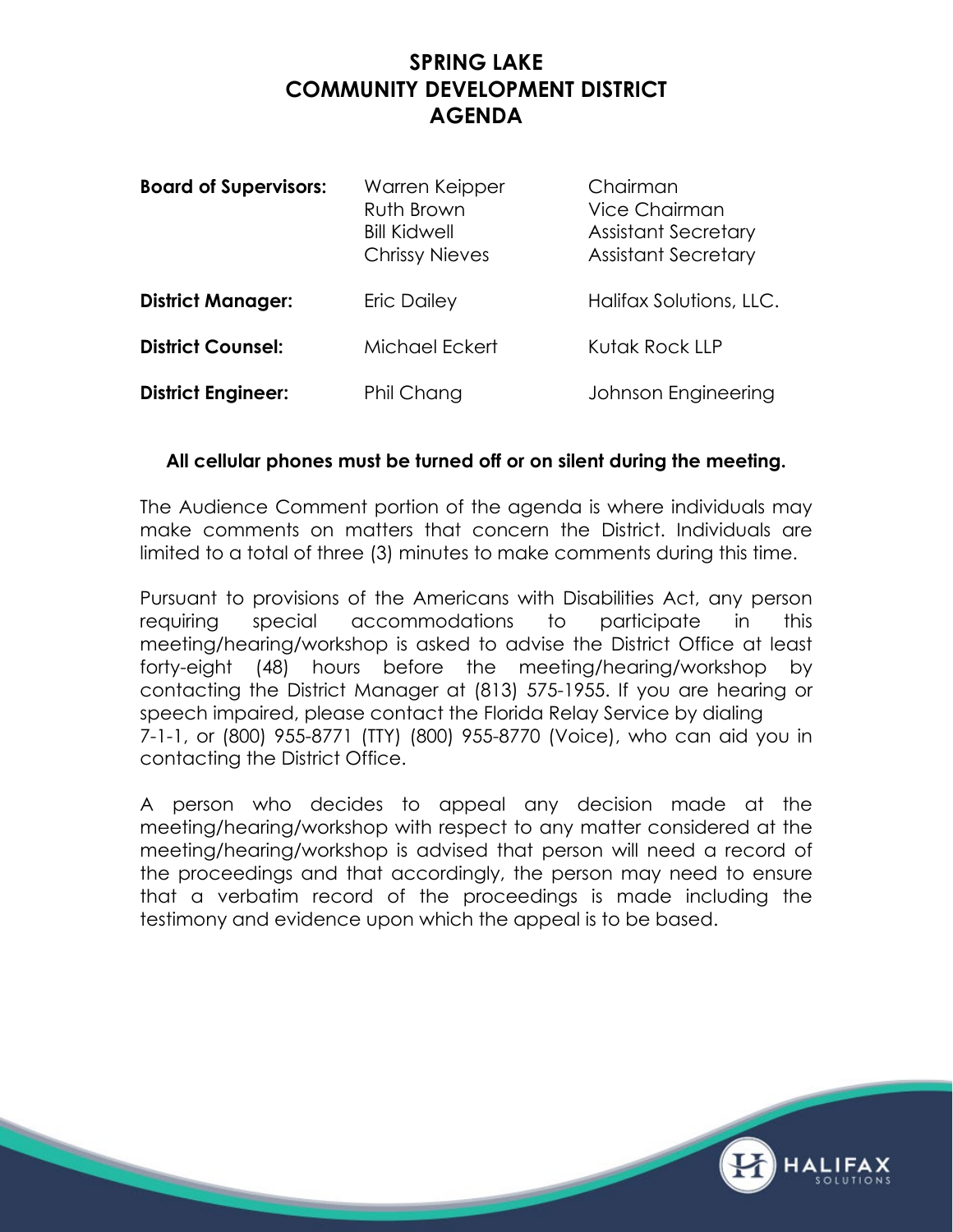# SPRING LAKE COMMUNITY DEVELOPMENT DISTRICT AGENDA

| | | |
|---|---|---|
| **Board of Supervisors:** | Warren Keipper | Chairman |
| | Ruth Brown | Vice Chairman |
| | Bill Kidwell | Assistant Secretary |
| | Chrissy Nieves | Assistant Secretary |
| **District Manager:** | Eric Dailey | Halifax Solutions, LLC. |
| **District Counsel:** | Michael Eckert | Kutak Rock LLP |
| **District Engineer:** | Phil Chang | Johnson Engineering |

**All cellular phones must be turned off or on silent during the meeting.**

The Audience Comment portion of the agenda is where individuals may make comments on matters that concern the District. Individuals are limited to a total of three (3) minutes to make comments during this time.

Pursuant to provisions of the Americans with Disabilities Act, any person requiring special accommodations to participate in this meeting/hearing/workshop is asked to advise the District Office at least forty-eight (48) hours before the meeting/hearing/workshop by contacting the District Manager at (813) 575-1955. If you are hearing or speech impaired, please contact the Florida Relay Service by dialing 7-1-1, or (800) 955-8771 (TTY) (800) 955-8770 (Voice), who can aid you in contacting the District Office.

A person who decides to appeal any decision made at the meeting/hearing/workshop with respect to any matter considered at the meeting/hearing/workshop is advised that person will need a record of the proceedings and that accordingly, the person may need to ensure that a verbatim record of the proceedings is made including the testimony and evidence upon which the appeal is to be based.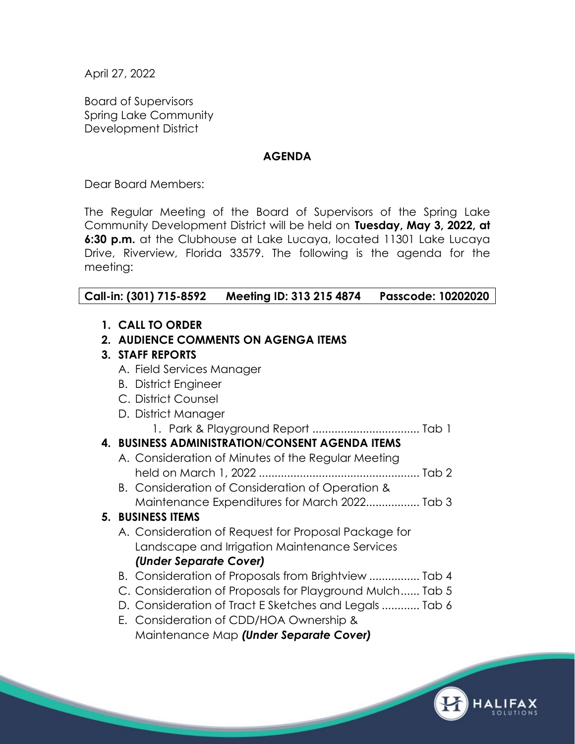April 27, 2022

Board of Supervisors
Spring Lake Community
Development District

**AGENDA**

Dear Board Members:

The Regular Meeting of the Board of Supervisors of the Spring Lake Community Development District will be held on **Tuesday, May 3, 2022, at 6:30 p.m.** at the Clubhouse at Lake Lucaya, located 11301 Lake Lucaya Drive, Riverview, Florida 33579. The following is the agenda for the meeting:

| **Call-in: (301) 715-8592** | **Meeting ID: 313 215 4874** | **Passcode: 10202020** |
|---|---|---|

1. **CALL TO ORDER**
2. **AUDIENCE COMMENTS ON AGENGA ITEMS**
3. **STAFF REPORTS**
   - A. Field Services Manager
   - B. District Engineer
   - C. District Counsel
   - D. District Manager
     1. Park & Playground Report .................................. Tab 1
4. **BUSINESS ADMINISTRATION/CONSENT AGENDA ITEMS**
   - A. Consideration of Minutes of the Regular Meeting held on March 1, 2022 .................................................. Tab 2
   - B. Consideration of Consideration of Operation & Maintenance Expenditures for March 2022................. Tab 3
5. **BUSINESS ITEMS**
   - A. Consideration of Request for Proposal Package for Landscape and Irrigation Maintenance Services ***(Under Separate Cover)***
   - B. Consideration of Proposals from Brightview ................ Tab 4
   - C. Consideration of Proposals for Playground Mulch...... Tab 5
   - D. Consideration of Tract E Sketches and Legals ............ Tab 6
   - E. Consideration of CDD/HOA Ownership & Maintenance Map ***(Under Separate Cover)***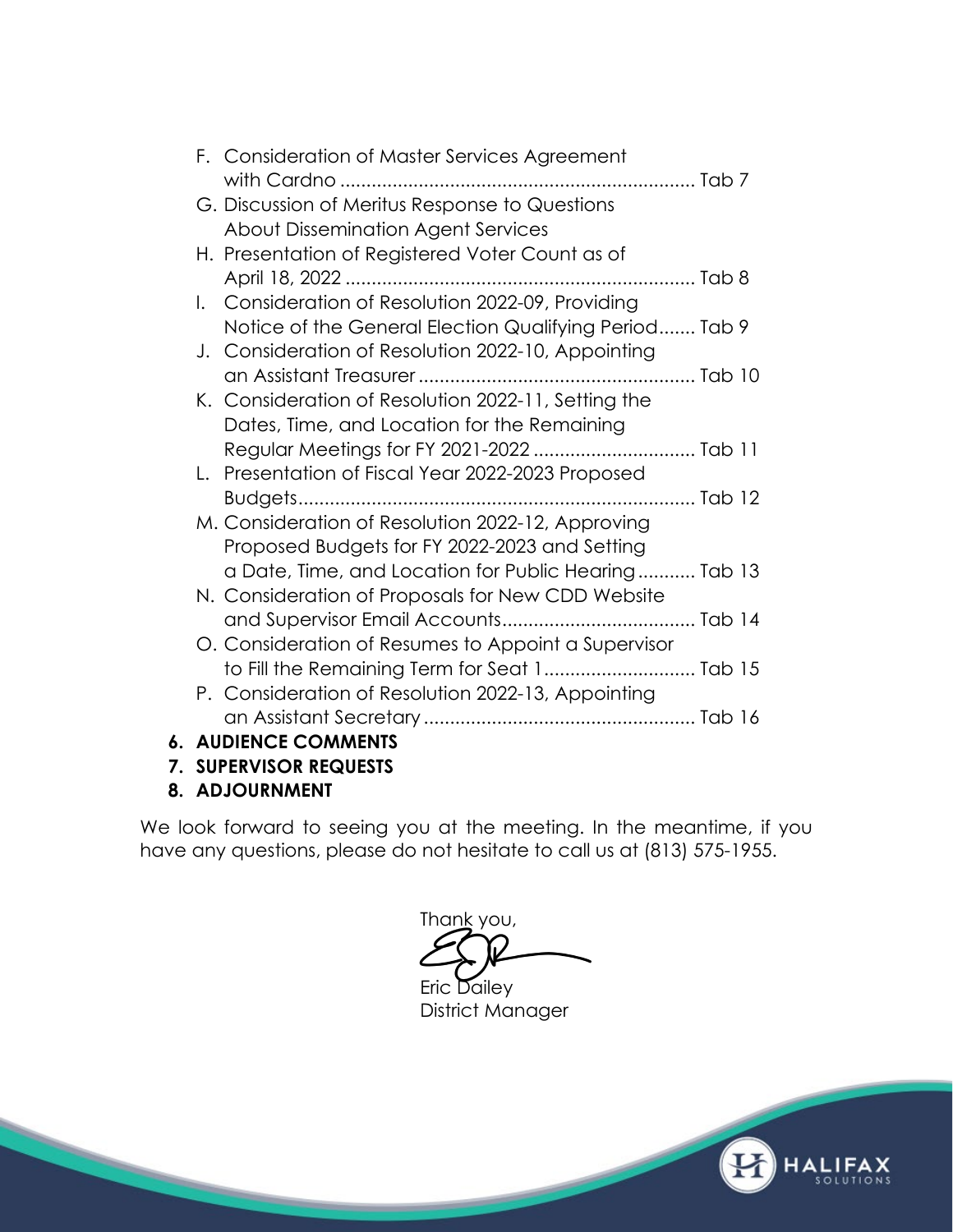F. Consideration of Master Services Agreement with Cardno ..................................................................... Tab 7
G. Discussion of Meritus Response to Questions About Dissemination Agent Services
H. Presentation of Registered Voter Count as of April 18, 2022 ..................................................................... Tab 8
I. Consideration of Resolution 2022-09, Providing Notice of the General Election Qualifying Period....... Tab 9
J. Consideration of Resolution 2022-10, Appointing an Assistant Treasurer ..................................................... Tab 10
K. Consideration of Resolution 2022-11, Setting the Dates, Time, and Location for the Remaining Regular Meetings for FY 2021-2022 ............................... Tab 11
L. Presentation of Fiscal Year 2022-2023 Proposed Budgets........................................................................... Tab 12
M. Consideration of Resolution 2022-12, Approving Proposed Budgets for FY 2022-2023 and Setting a Date, Time, and Location for Public Hearing........... Tab 13
N. Consideration of Proposals for New CDD Website and Supervisor Email Accounts..................................... Tab 14
O. Consideration of Resumes to Appoint a Supervisor to Fill the Remaining Term for Seat 1............................. Tab 15
P. Consideration of Resolution 2022-13, Appointing an Assistant Secretary ................................................... Tab 16

6. **AUDIENCE COMMENTS**
7. **SUPERVISOR REQUESTS**
8. **ADJOURNMENT**

We look forward to seeing you at the meeting. In the meantime, if you have any questions, please do not hesitate to call us at (813) 575-1955.

Thank you,

Eric Dailey
District Manager